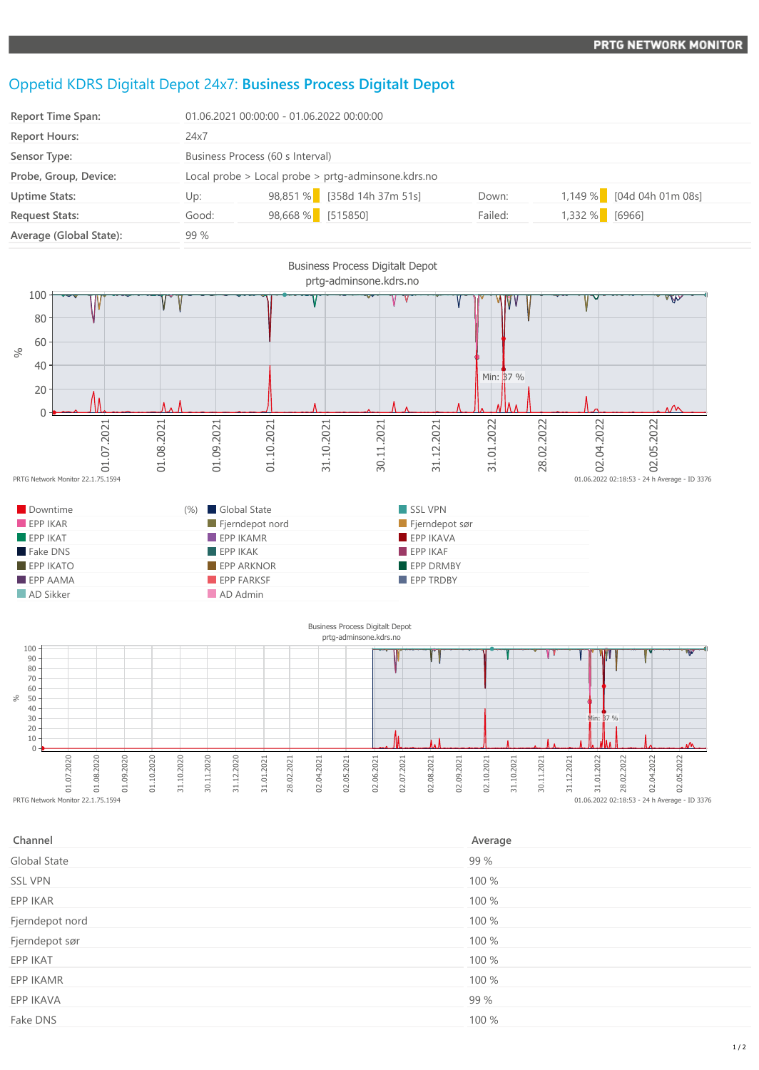# Oppetid KDRS Digitalt Depot 24x7: **Business Process Digitalt Depot**

| | | | | | |
|---|---|---|---|---|---|
| Report Time Span: | 01.06.2021 00:00:00 - 01.06.2022 00:00:00 | | | | |
| Report Hours: | 24x7 | | | | |
| Sensor Type: | Business Process (60 s Interval) | | | | |
| Probe, Group, Device: | Local probe > Local probe > prtg-adminsone.kdrs.no | | | | |
| Uptime Stats: | Up: 98,851 % | [358d 14h 37m 51s] | Down: | 1,149 % | [04d 04h 01m 08s] |
| Request Stats: | Good: 98,668 % | [515850] | Failed: | 1,332 % | [6966] |
| Average (Global State): | 99 % | | | | |

Business Process Digitalt Depot
prtg-adminsone.kdrs.no

PRTG Network Monitor 22.1.75.1594 — 01.06.2022 02:18:53 - 24 h Average - ID 3376

| | | |
|---|---|---|
| Downtime (%) | Global State | SSL VPN |
| EPP IKAR | Fjerndepot nord | Fjerndepot sør |
| EPP IKAT | EPP IKAMR | EPP IKAVA |
| Fake DNS | EPP IKAK | EPP IKAF |
| EPP IKATO | EPP ARKNOR | EPP DRMBY |
| EPP AAMA | EPP FARKSF | EPP TRDBY |
| AD Sikker | AD Admin | |

Business Process Digitalt Depot
prtg-adminsone.kdrs.no

PRTG Network Monitor 22.1.75.1594 — 01.06.2022 02:18:53 - 24 h Average - ID 3376

| Channel | Average |
|---|---|
| Global State | 99 % |
| SSL VPN | 100 % |
| EPP IKAR | 100 % |
| Fjerndepot nord | 100 % |
| Fjerndepot sør | 100 % |
| EPP IKAT | 100 % |
| EPP IKAMR | 100 % |
| EPP IKAVA | 99 % |
| Fake DNS | 100 % |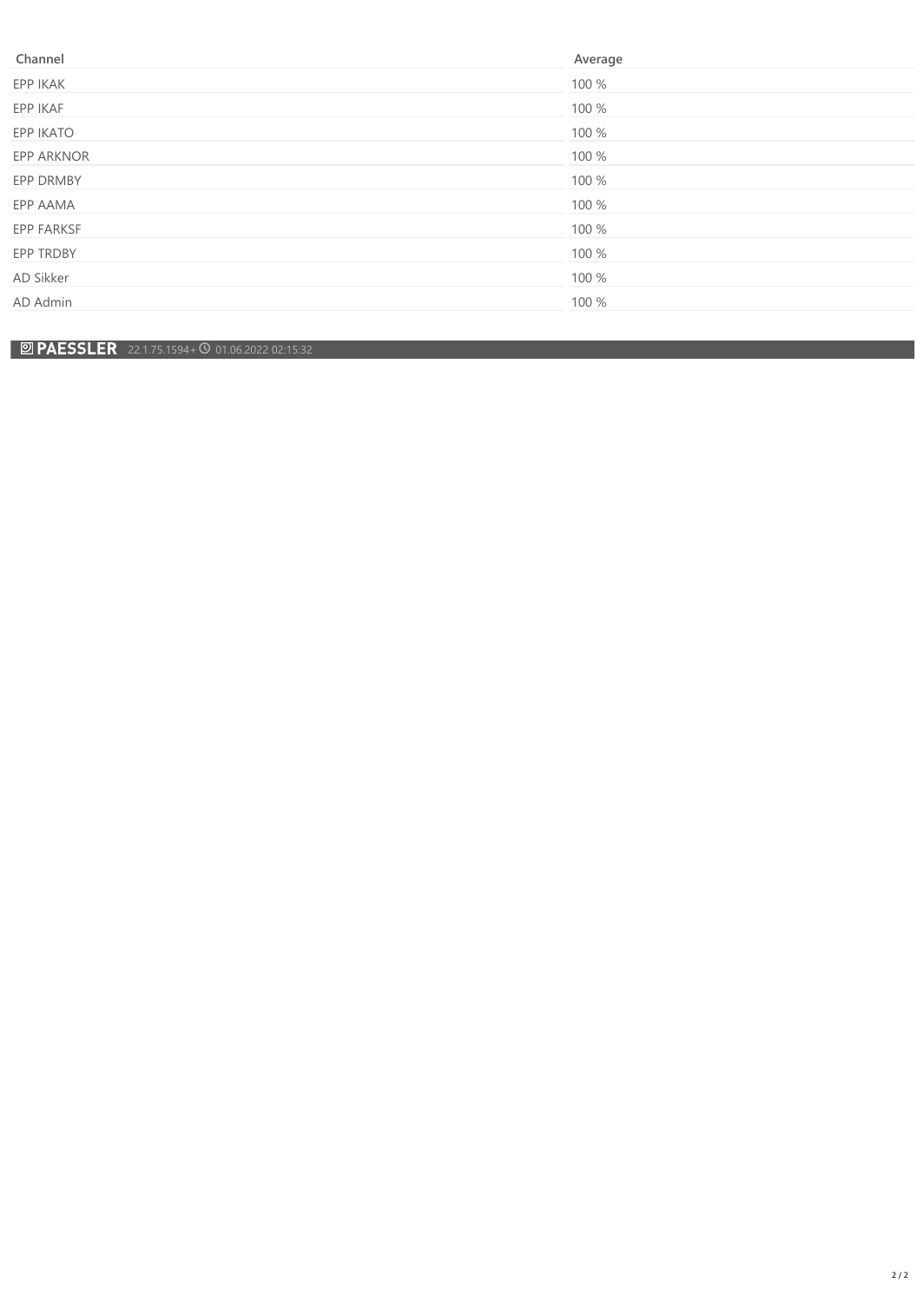| Channel | Average |
| --- | --- |
| EPP IKAK | 100 % |
| EPP IKAF | 100 % |
| EPP IKATO | 100 % |
| EPP ARKNOR | 100 % |
| EPP DRMBY | 100 % |
| EPP AAMA | 100 % |
| EPP FARKSF | 100 % |
| EPP TRDBY | 100 % |
| AD Sikker | 100 % |
| AD Admin | 100 % |

PAESSLER 22.1.75.1594+ 01.06.2022 02:15:32